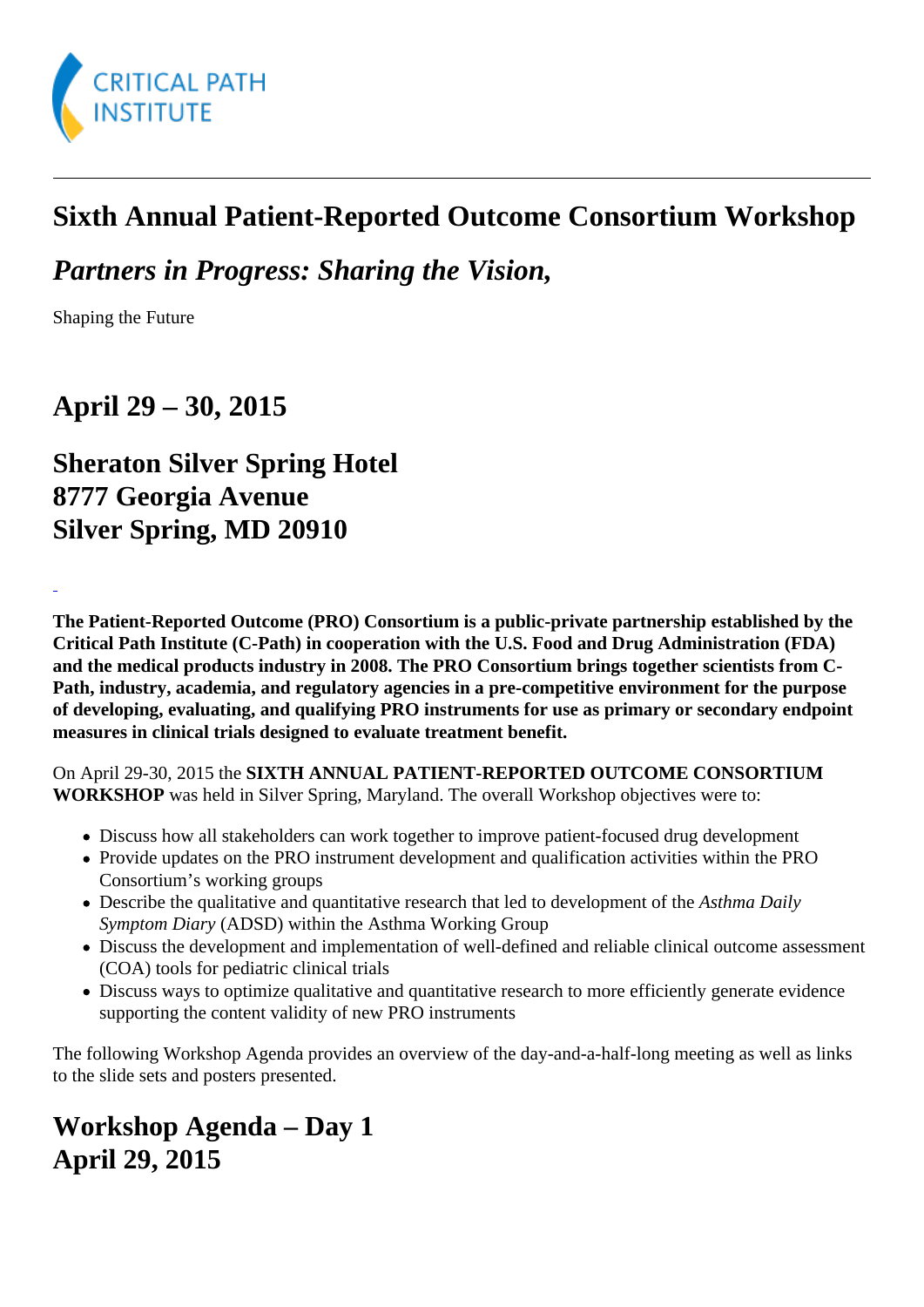CRITICAL PATH INSTITUTE

# Sixth Annual Patient-Reported Outcome Consortium Workshop

## *Partners in Progress: Sharing the Vision,*

Shaping the Future

## April 29 – 30, 2015

## Sheraton Silver Spring Hotel
## 8777 Georgia Avenue
## Silver Spring, MD 20910

**The Patient-Reported Outcome (PRO) Consortium is a public-private partnership established by the Critical Path Institute (C-Path) in cooperation with the U.S. Food and Drug Administration (FDA) and the medical products industry in 2008. The PRO Consortium brings together scientists from C-Path, industry, academia, and regulatory agencies in a pre-competitive environment for the purpose of developing, evaluating, and qualifying PRO instruments for use as primary or secondary endpoint measures in clinical trials designed to evaluate treatment benefit.**

On April 29-30, 2015 the **SIXTH ANNUAL PATIENT-REPORTED OUTCOME CONSORTIUM WORKSHOP** was held in Silver Spring, Maryland. The overall Workshop objectives were to:

- Discuss how all stakeholders can work together to improve patient-focused drug development
- Provide updates on the PRO instrument development and qualification activities within the PRO Consortium's working groups
- Describe the qualitative and quantitative research that led to development of the *Asthma Daily Symptom Diary* (ADSD) within the Asthma Working Group
- Discuss the development and implementation of well-defined and reliable clinical outcome assessment (COA) tools for pediatric clinical trials
- Discuss ways to optimize qualitative and quantitative research to more efficiently generate evidence supporting the content validity of new PRO instruments

The following Workshop Agenda provides an overview of the day-and-a-half-long meeting as well as links to the slide sets and posters presented.

## Workshop Agenda – Day 1
## April 29, 2015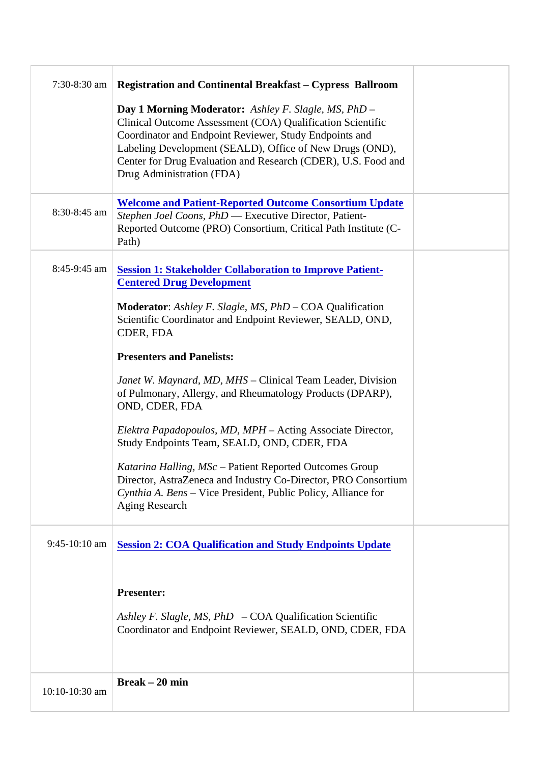| | | |
|---|---|---|
| 7:30-8:30 am | **Registration and Continental Breakfast – Cypress Ballroom**<br><br>**Day 1 Morning Moderator:** *Ashley F. Slagle, MS, PhD* – Clinical Outcome Assessment (COA) Qualification Scientific Coordinator and Endpoint Reviewer, Study Endpoints and Labeling Development (SEALD), Office of New Drugs (OND), Center for Drug Evaluation and Research (CDER), U.S. Food and Drug Administration (FDA) | |
| 8:30-8:45 am | **Welcome and Patient-Reported Outcome Consortium Update**<br>*Stephen Joel Coons, PhD* — Executive Director, Patient-Reported Outcome (PRO) Consortium, Critical Path Institute (C-Path) | |
| 8:45-9:45 am | **Session 1: Stakeholder Collaboration to Improve Patient-Centered Drug Development**<br><br>**Moderator**: *Ashley F. Slagle, MS, PhD* – COA Qualification Scientific Coordinator and Endpoint Reviewer, SEALD, OND, CDER, FDA<br><br>**Presenters and Panelists:**<br><br>*Janet W. Maynard, MD, MHS* – Clinical Team Leader, Division of Pulmonary, Allergy, and Rheumatology Products (DPARP), OND, CDER, FDA<br><br>*Elektra Papadopoulos, MD, MPH* – Acting Associate Director, Study Endpoints Team, SEALD, OND, CDER, FDA<br><br>*Katarina Halling, MSc* – Patient Reported Outcomes Group Director, AstraZeneca and Industry Co-Director, PRO Consortium<br>*Cynthia A. Bens* – Vice President, Public Policy, Alliance for Aging Research | |
| 9:45-10:10 am | **Session 2: COA Qualification and Study Endpoints Update**<br><br>**Presenter:**<br><br>*Ashley F. Slagle, MS, PhD* – COA Qualification Scientific Coordinator and Endpoint Reviewer, SEALD, OND, CDER, FDA | |
| 10:10-10:30 am | **Break – 20 min** | |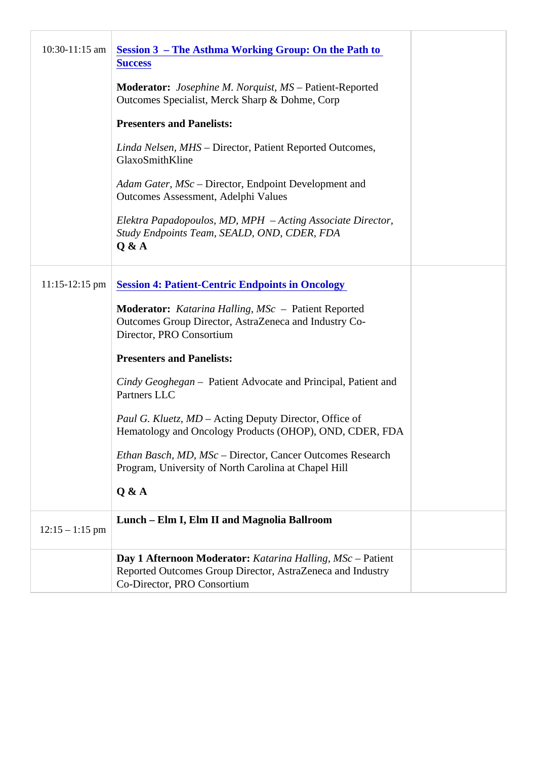| | | |
|---|---|---|
| 10:30-11:15 am | **Session 3 – The Asthma Working Group: On the Path to Success**<br><br>**Moderator:** *Josephine M. Norquist, MS* – Patient-Reported Outcomes Specialist, Merck Sharp & Dohme, Corp<br><br>**Presenters and Panelists:**<br><br>*Linda Nelsen, MHS* – Director, Patient Reported Outcomes, GlaxoSmithKline<br><br>*Adam Gater, MSc* – Director, Endpoint Development and Outcomes Assessment, Adelphi Values<br><br>*Elektra Papadopoulos, MD, MPH – Acting Associate Director, Study Endpoints Team, SEALD, OND, CDER, FDA*<br>**Q & A** | |
| 11:15-12:15 pm | **Session 4: Patient-Centric Endpoints in Oncology**<br><br>**Moderator:** *Katarina Halling, MSc* – Patient Reported Outcomes Group Director, AstraZeneca and Industry Co-Director, PRO Consortium<br><br>**Presenters and Panelists:**<br><br>*Cindy Geoghegan* – Patient Advocate and Principal, Patient and Partners LLC<br><br>*Paul G. Kluetz, MD* – Acting Deputy Director, Office of Hematology and Oncology Products (OHOP), OND, CDER, FDA<br><br>*Ethan Basch, MD, MSc* – Director, Cancer Outcomes Research Program, University of North Carolina at Chapel Hill<br><br>**Q & A** | |
| 12:15 – 1:15 pm | **Lunch – Elm I, Elm II and Magnolia Ballroom** | |
| | **Day 1 Afternoon Moderator:** *Katarina Halling, MSc* – Patient Reported Outcomes Group Director, AstraZeneca and Industry Co-Director, PRO Consortium | |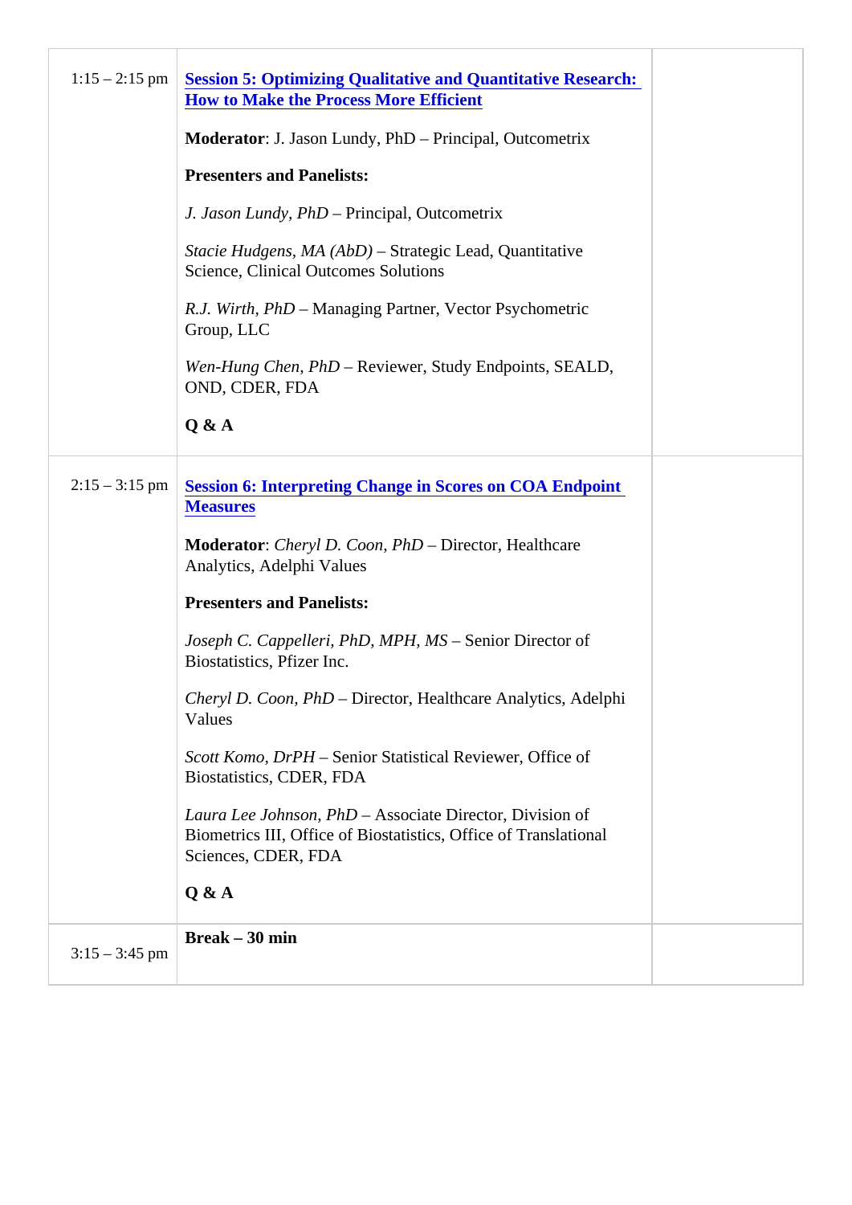| | | |
|---|---|---|
| 1:15 – 2:15 pm | **Session 5: Optimizing Qualitative and Quantitative Research: How to Make the Process More Efficient**<br><br>**Moderator**: J. Jason Lundy, PhD – Principal, Outcometrix<br><br>**Presenters and Panelists:**<br><br>*J. Jason Lundy, PhD* – Principal, Outcometrix<br><br>*Stacie Hudgens, MA (AbD)* – Strategic Lead, Quantitative Science, Clinical Outcomes Solutions<br><br>*R.J. Wirth, PhD* – Managing Partner, Vector Psychometric Group, LLC<br><br>*Wen-Hung Chen, PhD* – Reviewer, Study Endpoints, SEALD, OND, CDER, FDA<br><br>**Q & A** | |
| 2:15 – 3:15 pm | **Session 6: Interpreting Change in Scores on COA Endpoint Measures**<br><br>**Moderator**: *Cheryl D. Coon, PhD* – Director, Healthcare Analytics, Adelphi Values<br><br>**Presenters and Panelists:**<br><br>*Joseph C. Cappelleri, PhD, MPH, MS* – Senior Director of Biostatistics, Pfizer Inc.<br><br>*Cheryl D. Coon, PhD* – Director, Healthcare Analytics, Adelphi Values<br><br>*Scott Komo, DrPH* – Senior Statistical Reviewer, Office of Biostatistics, CDER, FDA<br><br>*Laura Lee Johnson, PhD* – Associate Director, Division of Biometrics III, Office of Biostatistics, Office of Translational Sciences, CDER, FDA<br><br>**Q & A** | |
| 3:15 – 3:45 pm | **Break – 30 min** | |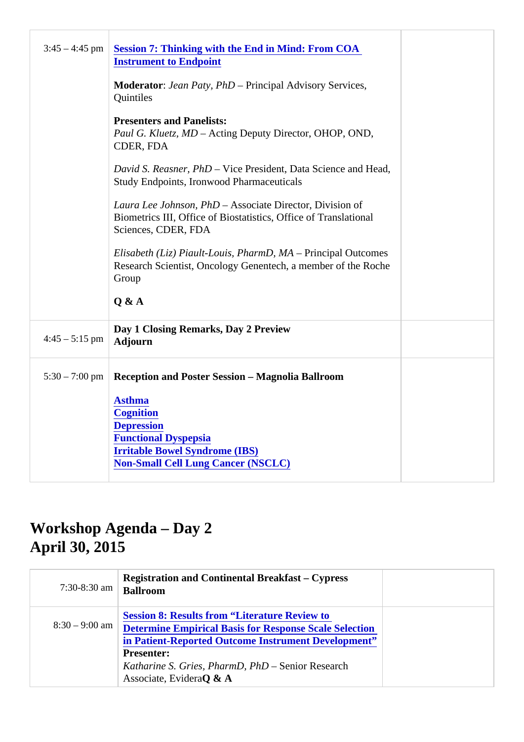| | | |
|---|---|---|
| 3:45 – 4:45 pm | **Session 7: Thinking with the End in Mind: From COA Instrument to Endpoint**<br><br>**Moderator**: *Jean Paty, PhD* – Principal Advisory Services, Quintiles<br><br>**Presenters and Panelists:**<br>*Paul G. Kluetz, MD* – Acting Deputy Director, OHOP, OND, CDER, FDA<br><br>*David S. Reasner, PhD* – Vice President, Data Science and Head, Study Endpoints, Ironwood Pharmaceuticals<br><br>*Laura Lee Johnson, PhD* – Associate Director, Division of Biometrics III, Office of Biostatistics, Office of Translational Sciences, CDER, FDA<br><br>*Elisabeth (Liz) Piault-Louis, PharmD, MA* – Principal Outcomes Research Scientist, Oncology Genentech, a member of the Roche Group<br><br>**Q & A** | |
| 4:45 – 5:15 pm | **Day 1 Closing Remarks, Day 2 Preview**<br>**Adjourn** | |
| 5:30 – 7:00 pm | **Reception and Poster Session – Magnolia Ballroom**<br><br>**Asthma**<br>**Cognition**<br>**Depression**<br>**Functional Dyspepsia**<br>**Irritable Bowel Syndrome (IBS)**<br>**Non-Small Cell Lung Cancer (NSCLC)** | |

# Workshop Agenda – Day 2
# April 30, 2015

| | | |
|---|---|---|
| 7:30-8:30 am | **Registration and Continental Breakfast – Cypress Ballroom** | |
| 8:30 – 9:00 am | **Session 8: Results from "Literature Review to Determine Empirical Basis for Response Scale Selection in Patient-Reported Outcome Instrument Development"**<br>**Presenter:**<br>*Katharine S. Gries, PharmD, PhD* – Senior Research Associate, Evidera**Q & A** | |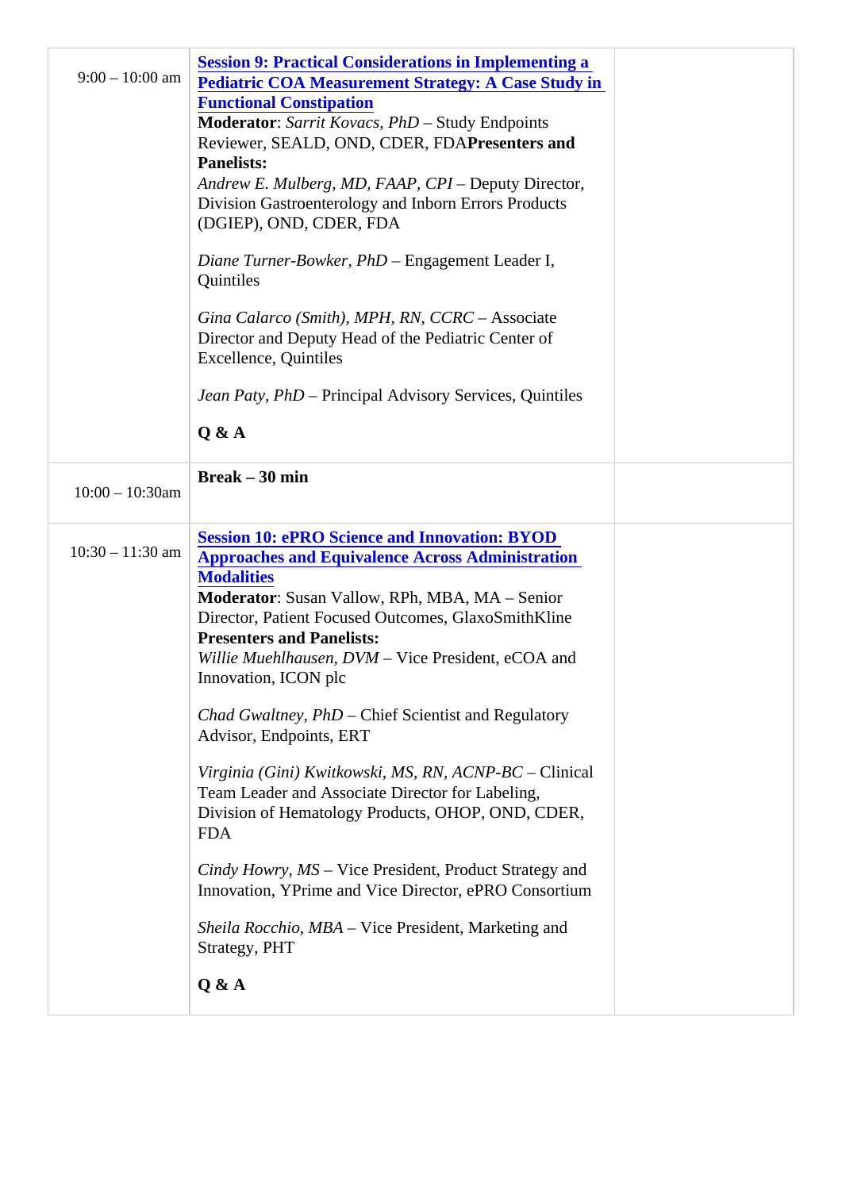| | | |
|---|---|---|
| 9:00 – 10:00 am | **Session 9: Practical Considerations in Implementing a Pediatric COA Measurement Strategy: A Case Study in Functional Constipation**<br>**Moderator**: *Sarrit Kovacs, PhD* – Study Endpoints Reviewer, SEALD, OND, CDER, FDA**Presenters and Panelists:**<br>*Andrew E. Mulberg, MD, FAAP, CPI* – Deputy Director, Division Gastroenterology and Inborn Errors Products (DGIEP), OND, CDER, FDA<br><br>*Diane Turner-Bowker, PhD* – Engagement Leader I, Quintiles<br><br>*Gina Calarco (Smith), MPH, RN, CCRC* – Associate Director and Deputy Head of the Pediatric Center of Excellence, Quintiles<br><br>*Jean Paty, PhD* – Principal Advisory Services, Quintiles<br><br>**Q & A** | |
| 10:00 – 10:30am | **Break – 30 min** | |
| 10:30 – 11:30 am | **Session 10: ePRO Science and Innovation: BYOD Approaches and Equivalence Across Administration Modalities**<br>**Moderator**: Susan Vallow, RPh, MBA, MA – Senior Director, Patient Focused Outcomes, GlaxoSmithKline<br>**Presenters and Panelists:**<br>*Willie Muehlhausen, DVM* – Vice President, eCOA and Innovation, ICON plc<br><br>*Chad Gwaltney, PhD* – Chief Scientist and Regulatory Advisor, Endpoints, ERT<br><br>*Virginia (Gini) Kwitkowski, MS, RN, ACNP-BC* – Clinical Team Leader and Associate Director for Labeling, Division of Hematology Products, OHOP, OND, CDER, FDA<br><br>*Cindy Howry, MS* – Vice President, Product Strategy and Innovation, YPrime and Vice Director, ePRO Consortium<br><br>*Sheila Rocchio, MBA* – Vice President, Marketing and Strategy, PHT<br><br>**Q & A** | |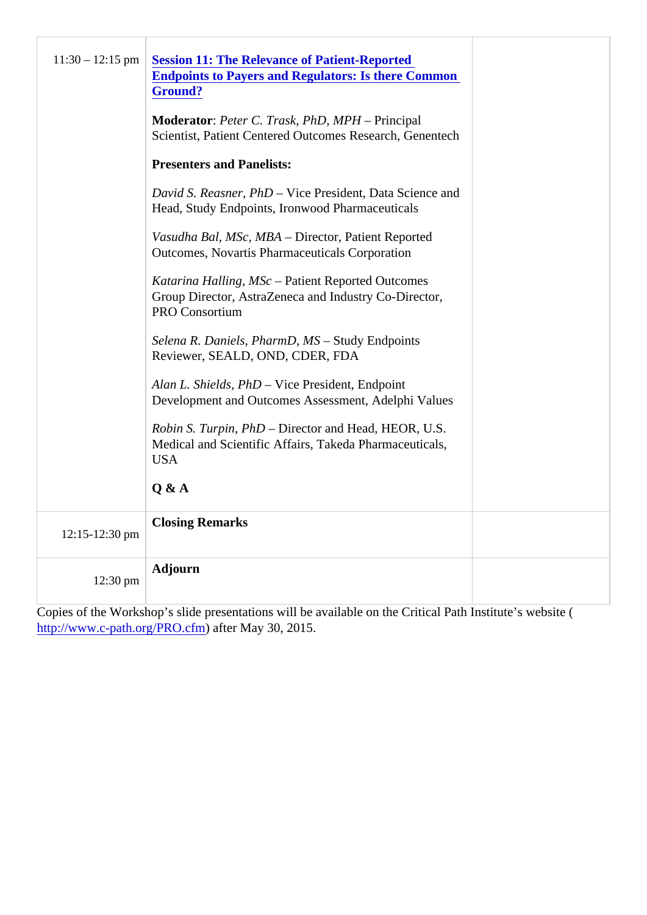| | | |
|---|---|---|
| 11:30 – 12:15 pm | **Session 11: The Relevance of Patient-Reported Endpoints to Payers and Regulators: Is there Common Ground?**<br><br>**Moderator**: *Peter C. Trask, PhD, MPH* – Principal Scientist, Patient Centered Outcomes Research, Genentech<br><br>**Presenters and Panelists:**<br><br>*David S. Reasner, PhD* – Vice President, Data Science and Head, Study Endpoints, Ironwood Pharmaceuticals<br><br>*Vasudha Bal, MSc, MBA* – Director, Patient Reported Outcomes, Novartis Pharmaceuticals Corporation<br><br>*Katarina Halling, MSc* – Patient Reported Outcomes Group Director, AstraZeneca and Industry Co-Director, PRO Consortium<br><br>*Selena R. Daniels, PharmD, MS* – Study Endpoints Reviewer, SEALD, OND, CDER, FDA<br><br>*Alan L. Shields, PhD* – Vice President, Endpoint Development and Outcomes Assessment, Adelphi Values<br><br>*Robin S. Turpin, PhD* – Director and Head, HEOR, U.S. Medical and Scientific Affairs, Takeda Pharmaceuticals, USA<br><br>**Q & A** | |
| 12:15-12:30 pm | **Closing Remarks** | |
| 12:30 pm | **Adjourn** | |

Copies of the Workshop's slide presentations will be available on the Critical Path Institute's website (http://www.c-path.org/PRO.cfm) after May 30, 2015.